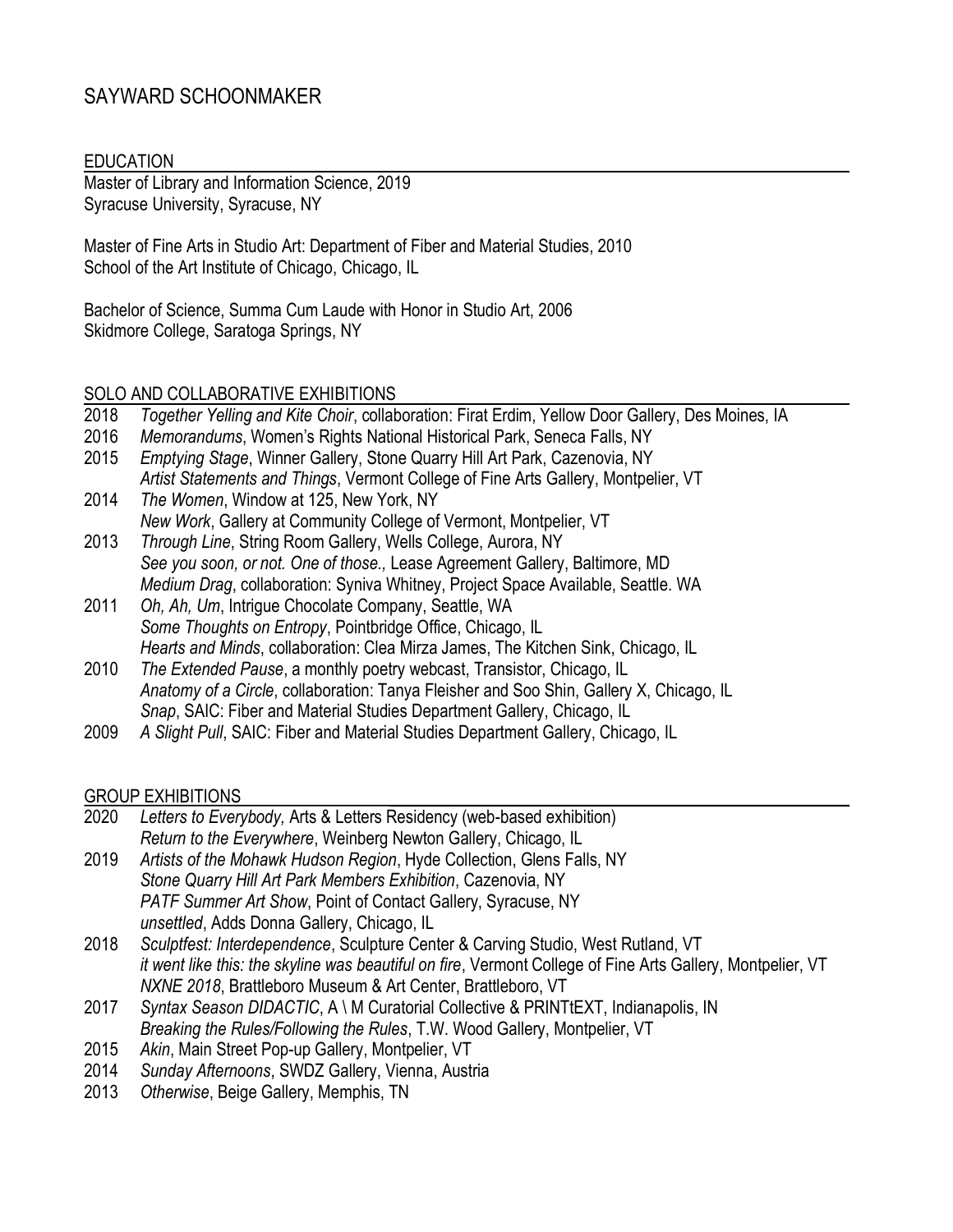# SAYWARD SCHOONMAKER

## EDUCATION

Master of Library and Information Science, 2019
Syracuse University, Syracuse, NY

Master of Fine Arts in Studio Art: Department of Fiber and Material Studies, 2010
School of the Art Institute of Chicago, Chicago, IL

Bachelor of Science, Summa Cum Laude with Honor in Studio Art, 2006
Skidmore College, Saratoga Springs, NY

## SOLO AND COLLABORATIVE EXHIBITIONS

2018 *Together Yelling and Kite Choir*, collaboration: Firat Erdim, Yellow Door Gallery, Des Moines, IA
2016 *Memorandums*, Women's Rights National Historical Park, Seneca Falls, NY
2015 *Emptying Stage*, Winner Gallery, Stone Quarry Hill Art Park, Cazenovia, NY
*Artist Statements and Things*, Vermont College of Fine Arts Gallery, Montpelier, VT
2014 *The Women*, Window at 125, New York, NY
*New Work*, Gallery at Community College of Vermont, Montpelier, VT
2013 *Through Line*, String Room Gallery, Wells College, Aurora, NY
*See you soon, or not. One of those.,* Lease Agreement Gallery, Baltimore, MD
*Medium Drag*, collaboration: Syniva Whitney, Project Space Available, Seattle. WA
2011 *Oh, Ah, Um*, Intrigue Chocolate Company, Seattle, WA
*Some Thoughts on Entropy*, Pointbridge Office, Chicago, IL
*Hearts and Minds*, collaboration: Clea Mirza James, The Kitchen Sink, Chicago, IL
2010 *The Extended Pause*, a monthly poetry webcast, Transistor, Chicago, IL
*Anatomy of a Circle*, collaboration: Tanya Fleisher and Soo Shin, Gallery X, Chicago, IL
*Snap*, SAIC: Fiber and Material Studies Department Gallery, Chicago, IL
2009 *A Slight Pull*, SAIC: Fiber and Material Studies Department Gallery, Chicago, IL

## GROUP EXHIBITIONS

2020 *Letters to Everybody,* Arts & Letters Residency (web-based exhibition)
*Return to the Everywhere*, Weinberg Newton Gallery, Chicago, IL
2019 *Artists of the Mohawk Hudson Region*, Hyde Collection, Glens Falls, NY
*Stone Quarry Hill Art Park Members Exhibition*, Cazenovia, NY
*PATF Summer Art Show*, Point of Contact Gallery, Syracuse, NY
*unsettled*, Adds Donna Gallery, Chicago, IL
2018 *Sculptfest: Interdependence*, Sculpture Center & Carving Studio, West Rutland, VT
*it went like this: the skyline was beautiful on fire*, Vermont College of Fine Arts Gallery, Montpelier, VT
*NXNE 2018*, Brattleboro Museum & Art Center, Brattleboro, VT
2017 *Syntax Season DIDACTIC*, A \ M Curatorial Collective & PRINTtEXT, Indianapolis, IN
*Breaking the Rules/Following the Rules*, T.W. Wood Gallery, Montpelier, VT
2015 *Akin*, Main Street Pop-up Gallery, Montpelier, VT
2014 *Sunday Afternoons*, SWDZ Gallery, Vienna, Austria
2013 *Otherwise*, Beige Gallery, Memphis, TN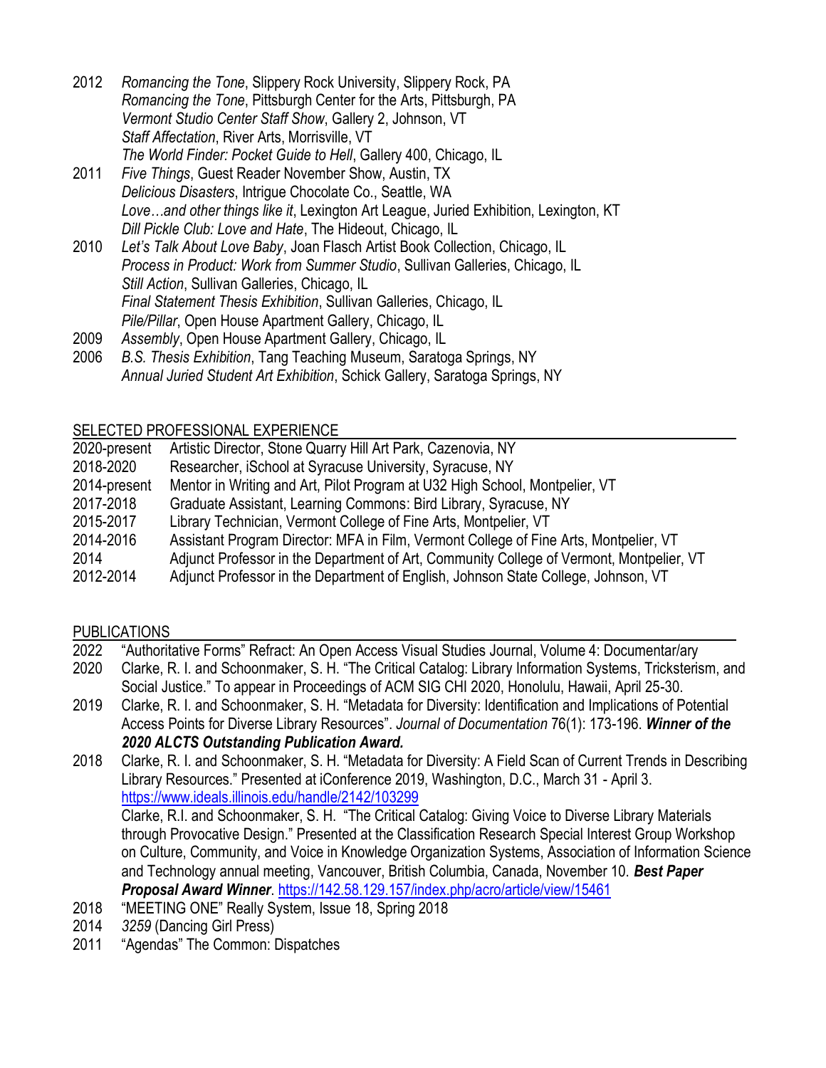2012 *Romancing the Tone*, Slippery Rock University, Slippery Rock, PA
*Romancing the Tone*, Pittsburgh Center for the Arts, Pittsburgh, PA
*Vermont Studio Center Staff Show*, Gallery 2, Johnson, VT
*Staff Affectation*, River Arts, Morrisville, VT
*The World Finder: Pocket Guide to Hell*, Gallery 400, Chicago, IL

2011 *Five Things*, Guest Reader November Show, Austin, TX
*Delicious Disasters*, Intrigue Chocolate Co., Seattle, WA
*Love…and other things like it*, Lexington Art League, Juried Exhibition, Lexington, KT
*Dill Pickle Club: Love and Hate*, The Hideout, Chicago, IL

2010 *Let's Talk About Love Baby*, Joan Flasch Artist Book Collection, Chicago, IL
*Process in Product: Work from Summer Studio*, Sullivan Galleries, Chicago, IL
*Still Action*, Sullivan Galleries, Chicago, IL
*Final Statement Thesis Exhibition*, Sullivan Galleries, Chicago, IL
*Pile/Pillar*, Open House Apartment Gallery, Chicago, IL

2009 *Assembly*, Open House Apartment Gallery, Chicago, IL

2006 *B.S. Thesis Exhibition*, Tang Teaching Museum, Saratoga Springs, NY
*Annual Juried Student Art Exhibition*, Schick Gallery, Saratoga Springs, NY

## SELECTED PROFESSIONAL EXPERIENCE

2020-present Artistic Director, Stone Quarry Hill Art Park, Cazenovia, NY
2018-2020 Researcher, iSchool at Syracuse University, Syracuse, NY
2014-present Mentor in Writing and Art, Pilot Program at U32 High School, Montpelier, VT
2017-2018 Graduate Assistant, Learning Commons: Bird Library, Syracuse, NY
2015-2017 Library Technician, Vermont College of Fine Arts, Montpelier, VT
2014-2016 Assistant Program Director: MFA in Film, Vermont College of Fine Arts, Montpelier, VT
2014 Adjunct Professor in the Department of Art, Community College of Vermont, Montpelier, VT
2012-2014 Adjunct Professor in the Department of English, Johnson State College, Johnson, VT

## PUBLICATIONS

2022 "Authoritative Forms" Refract: An Open Access Visual Studies Journal, Volume 4: Documentar/ary

2020 Clarke, R. I. and Schoonmaker, S. H. "The Critical Catalog: Library Information Systems, Tricksterism, and Social Justice." To appear in Proceedings of ACM SIG CHI 2020, Honolulu, Hawaii, April 25-30.

2019 Clarke, R. I. and Schoonmaker, S. H. "Metadata for Diversity: Identification and Implications of Potential Access Points for Diverse Library Resources". *Journal of Documentation* 76(1): 173-196. ***Winner of the 2020 ALCTS Outstanding Publication Award.***

2018 Clarke, R. I. and Schoonmaker, S. H. "Metadata for Diversity: A Field Scan of Current Trends in Describing Library Resources." Presented at iConference 2019, Washington, D.C., March 31 - April 3. https://www.ideals.illinois.edu/handle/2142/103299
Clarke, R.I. and Schoonmaker, S. H. "The Critical Catalog: Giving Voice to Diverse Library Materials through Provocative Design." Presented at the Classification Research Special Interest Group Workshop on Culture, Community, and Voice in Knowledge Organization Systems, Association of Information Science and Technology annual meeting, Vancouver, British Columbia, Canada, November 10. ***Best Paper Proposal Award Winner***. https://142.58.129.157/index.php/acro/article/view/15461

2018 "MEETING ONE" Really System, Issue 18, Spring 2018

2014 *3259* (Dancing Girl Press)

2011 "Agendas" The Common: Dispatches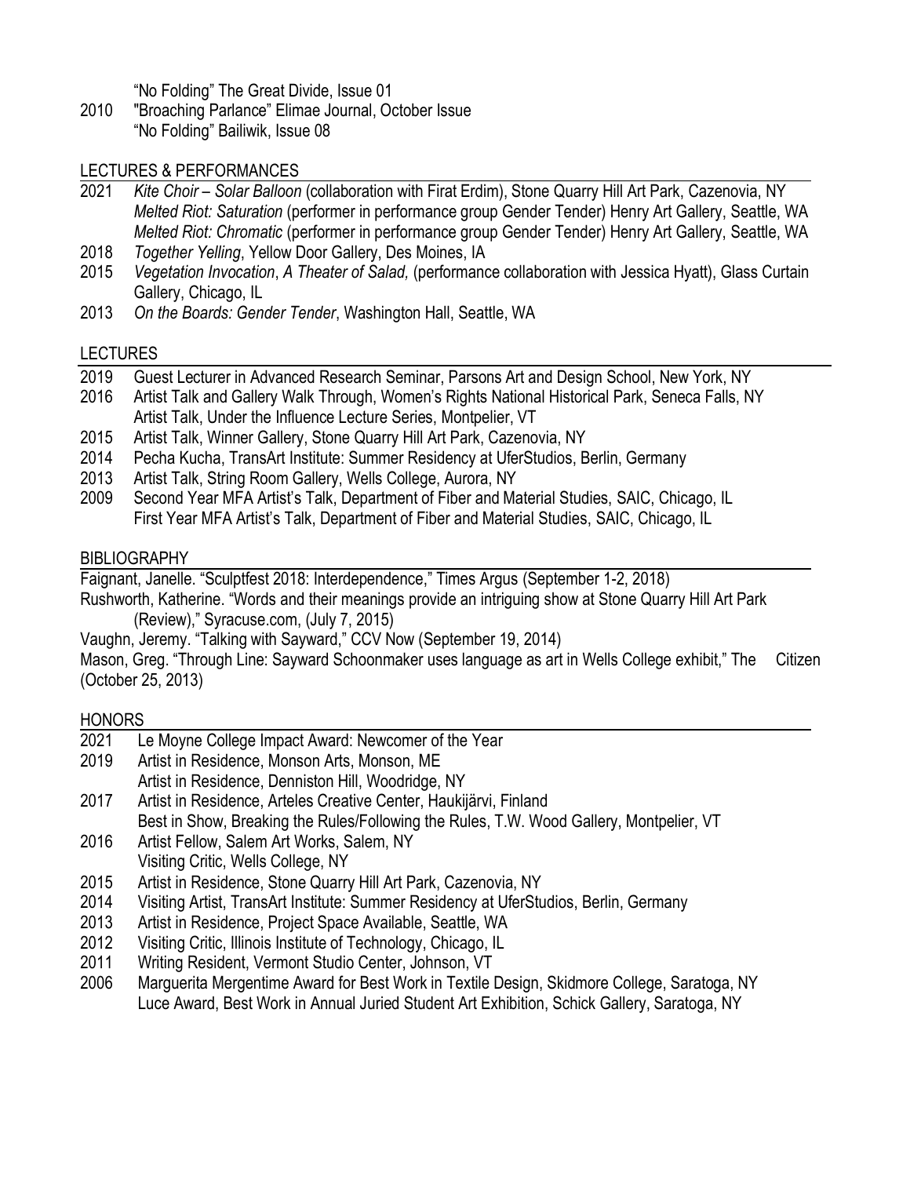"No Folding" The Great Divide, Issue 01

2010 "Broaching Parlance" Elimae Journal, October Issue
"No Folding" Bailiwik, Issue 08

## LECTURES & PERFORMANCES

2021 *Kite Choir – Solar Balloon* (collaboration with Firat Erdim), Stone Quarry Hill Art Park, Cazenovia, NY
*Melted Riot: Saturation* (performer in performance group Gender Tender) Henry Art Gallery, Seattle, WA
*Melted Riot: Chromatic* (performer in performance group Gender Tender) Henry Art Gallery, Seattle, WA

2018 *Together Yelling*, Yellow Door Gallery, Des Moines, IA

2015 *Vegetation Invocation*, *A Theater of Salad,* (performance collaboration with Jessica Hyatt), Glass Curtain Gallery, Chicago, IL

2013 *On the Boards: Gender Tender*, Washington Hall, Seattle, WA

## LECTURES

2019 Guest Lecturer in Advanced Research Seminar, Parsons Art and Design School, New York, NY

2016 Artist Talk and Gallery Walk Through, Women's Rights National Historical Park, Seneca Falls, NY
Artist Talk, Under the Influence Lecture Series, Montpelier, VT

2015 Artist Talk, Winner Gallery, Stone Quarry Hill Art Park, Cazenovia, NY

2014 Pecha Kucha, TransArt Institute: Summer Residency at UferStudios, Berlin, Germany

2013 Artist Talk, String Room Gallery, Wells College, Aurora, NY

2009 Second Year MFA Artist's Talk, Department of Fiber and Material Studies, SAIC, Chicago, IL
First Year MFA Artist's Talk, Department of Fiber and Material Studies, SAIC, Chicago, IL

## BIBLIOGRAPHY

Faignant, Janelle. "Sculptfest 2018: Interdependence," Times Argus (September 1-2, 2018)

Rushworth, Katherine. "Words and their meanings provide an intriguing show at Stone Quarry Hill Art Park (Review)," Syracuse.com, (July 7, 2015)

Vaughn, Jeremy. "Talking with Sayward," CCV Now (September 19, 2014)

Mason, Greg. "Through Line: Sayward Schoonmaker uses language as art in Wells College exhibit," The Citizen (October 25, 2013)

## HONORS

2021 Le Moyne College Impact Award: Newcomer of the Year

2019 Artist in Residence, Monson Arts, Monson, ME
Artist in Residence, Denniston Hill, Woodridge, NY

2017 Artist in Residence, Arteles Creative Center, Haukijärvi, Finland
Best in Show, Breaking the Rules/Following the Rules, T.W. Wood Gallery, Montpelier, VT

2016 Artist Fellow, Salem Art Works, Salem, NY
Visiting Critic, Wells College, NY

2015 Artist in Residence, Stone Quarry Hill Art Park, Cazenovia, NY

2014 Visiting Artist, TransArt Institute: Summer Residency at UferStudios, Berlin, Germany

2013 Artist in Residence, Project Space Available, Seattle, WA

2012 Visiting Critic, Illinois Institute of Technology, Chicago, IL

2011 Writing Resident, Vermont Studio Center, Johnson, VT

2006 Marguerita Mergentime Award for Best Work in Textile Design, Skidmore College, Saratoga, NY
Luce Award, Best Work in Annual Juried Student Art Exhibition, Schick Gallery, Saratoga, NY